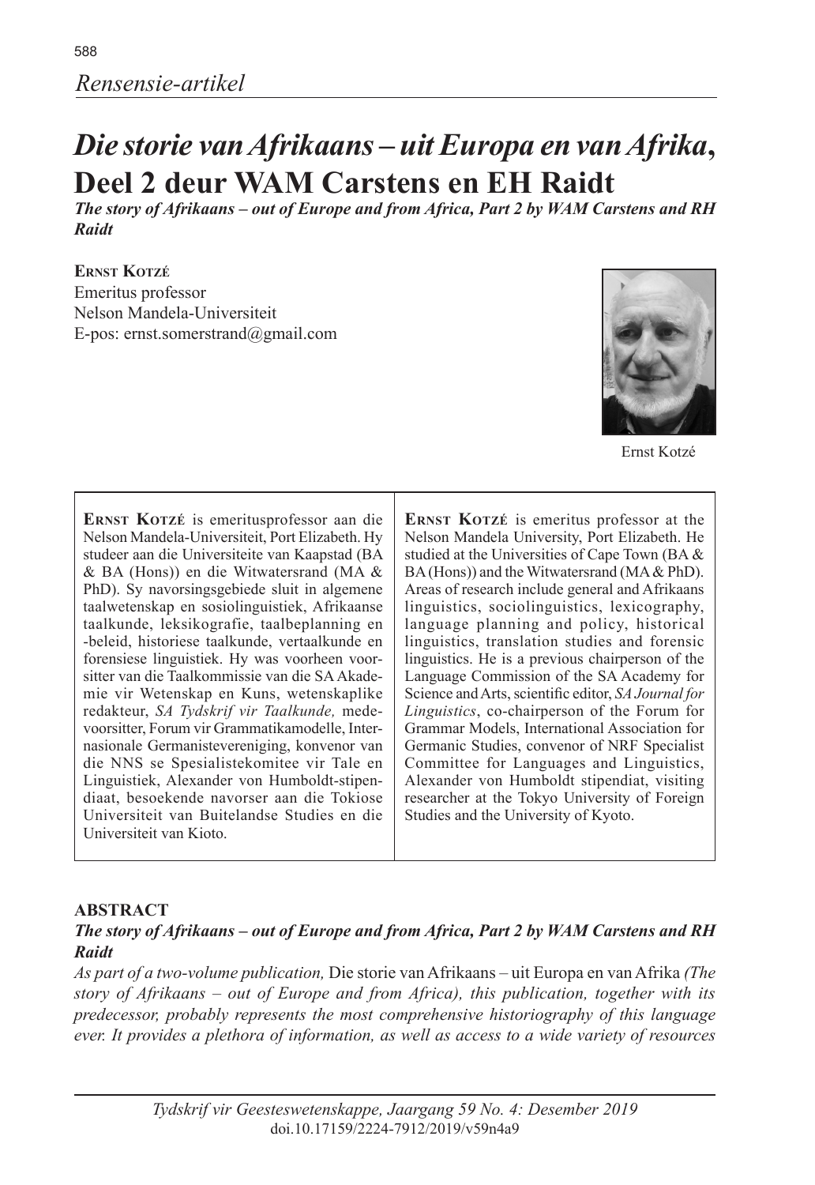*Rensensie-artikel*

# *Die storie van Afrikaans – uit Europa en van Afrika*, Deel 2 deur WAM Carstens en EH Raidt

***The story of Afrikaans – out of Europe and from Africa, Part 2 by WAM Carstens and RH Raidt***

**Ernst Kotzé**
Emeritus professor
Nelson Mandela-Universiteit
E-pos: ernst.somerstrand@gmail.com

Ernst Kotzé

**Ernst Kotzé** is emeritusprofessor aan die Nelson Mandela-Universiteit, Port Elizabeth. Hy studeer aan die Universiteite van Kaapstad (BA & BA (Hons)) en die Witwatersrand (MA & PhD). Sy navorsingsgebiede sluit in algemene taalwetenskap en sosiolinguistiek, Afrikaanse taalkunde, leksikografie, taalbeplanning en -beleid, historiese taalkunde, vertaalkunde en forensiese linguistiek. Hy was voorheen voorsitter van die Taalkommissie van die SA Akademie vir Wetenskap en Kuns, wetenskaplike redakteur, *SA Tydskrif vir Taalkunde,* medevoorsitter, Forum vir Grammatikamodelle, Internasionale Germanistevereniging, konvenor van die NNS se Spesialistekomitee vir Tale en Linguistiek, Alexander von Humboldt-stipendiaat, besoekende navorser aan die Tokiose Universiteit van Buitelandse Studies en die Universiteit van Kioto.

**Ernst Kotzé** is emeritus professor at the Nelson Mandela University, Port Elizabeth. He studied at the Universities of Cape Town (BA & BA (Hons)) and the Witwatersrand (MA & PhD). Areas of research include general and Afrikaans linguistics, sociolinguistics, lexicography, language planning and policy, historical linguistics, translation studies and forensic linguistics. He is a previous chairperson of the Language Commission of the SA Academy for Science and Arts, scientific editor, *SA Journal for Linguistics*, co-chairperson of the Forum for Grammar Models, International Association for Germanic Studies, convenor of NRF Specialist Committee for Languages and Linguistics, Alexander von Humboldt stipendiat, visiting researcher at the Tokyo University of Foreign Studies and the University of Kyoto.

**ABSTRACT**

***The story of Afrikaans – out of Europe and from Africa, Part 2 by WAM Carstens and RH Raidt***

*As part of a two-volume publication,* Die storie van Afrikaans – uit Europa en van Afrika *(The story of Afrikaans – out of Europe and from Africa), this publication, together with its predecessor, probably represents the most comprehensive historiography of this language ever. It provides a plethora of information, as well as access to a wide variety of resources*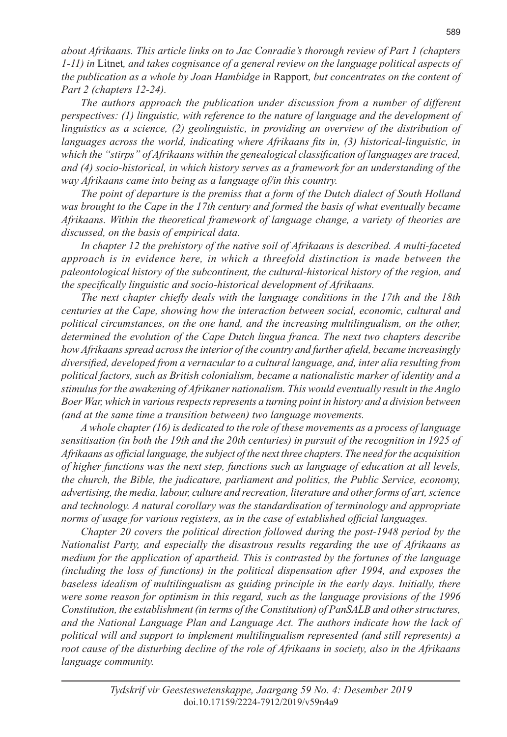*about Afrikaans. This article links on to Jac Conradie's thorough review of Part 1 (chapters 1-11) in* Litnet*, and takes cognisance of a general review on the language political aspects of the publication as a whole by Joan Hambidge in* Rapport*, but concentrates on the content of Part 2 (chapters 12-24).*

*The authors approach the publication under discussion from a number of different perspectives: (1) linguistic, with reference to the nature of language and the development of linguistics as a science, (2) geolinguistic, in providing an overview of the distribution of languages across the world, indicating where Afrikaans fits in, (3) historical-linguistic, in which the "stirps" of Afrikaans within the genealogical classification of languages are traced, and (4) socio-historical, in which history serves as a framework for an understanding of the way Afrikaans came into being as a language of/in this country.*

*The point of departure is the premiss that a form of the Dutch dialect of South Holland was brought to the Cape in the 17th century and formed the basis of what eventually became Afrikaans. Within the theoretical framework of language change, a variety of theories are discussed, on the basis of empirical data.*

*In chapter 12 the prehistory of the native soil of Afrikaans is described. A multi-faceted approach is in evidence here, in which a threefold distinction is made between the paleontological history of the subcontinent, the cultural-historical history of the region, and the specifically linguistic and socio-historical development of Afrikaans.*

*The next chapter chiefly deals with the language conditions in the 17th and the 18th centuries at the Cape, showing how the interaction between social, economic, cultural and political circumstances, on the one hand, and the increasing multilingualism, on the other, determined the evolution of the Cape Dutch lingua franca. The next two chapters describe how Afrikaans spread across the interior of the country and further afield, became increasingly diversified, developed from a vernacular to a cultural language, and, inter alia resulting from political factors, such as British colonialism, became a nationalistic marker of identity and a stimulus for the awakening of Afrikaner nationalism. This would eventually result in the Anglo Boer War, which in various respects represents a turning point in history and a division between (and at the same time a transition between) two language movements.*

*A whole chapter (16) is dedicated to the role of these movements as a process of language sensitisation (in both the 19th and the 20th centuries) in pursuit of the recognition in 1925 of Afrikaans as official language, the subject of the next three chapters. The need for the acquisition of higher functions was the next step, functions such as language of education at all levels, the church, the Bible, the judicature, parliament and politics, the Public Service, economy, advertising, the media, labour, culture and recreation, literature and other forms of art, science and technology. A natural corollary was the standardisation of terminology and appropriate norms of usage for various registers, as in the case of established official languages.*

*Chapter 20 covers the political direction followed during the post-1948 period by the Nationalist Party, and especially the disastrous results regarding the use of Afrikaans as medium for the application of apartheid. This is contrasted by the fortunes of the language (including the loss of functions) in the political dispensation after 1994, and exposes the baseless idealism of multilingualism as guiding principle in the early days. Initially, there were some reason for optimism in this regard, such as the language provisions of the 1996 Constitution, the establishment (in terms of the Constitution) of PanSALB and other structures, and the National Language Plan and Language Act. The authors indicate how the lack of political will and support to implement multilingualism represented (and still represents) a root cause of the disturbing decline of the role of Afrikaans in society, also in the Afrikaans language community.*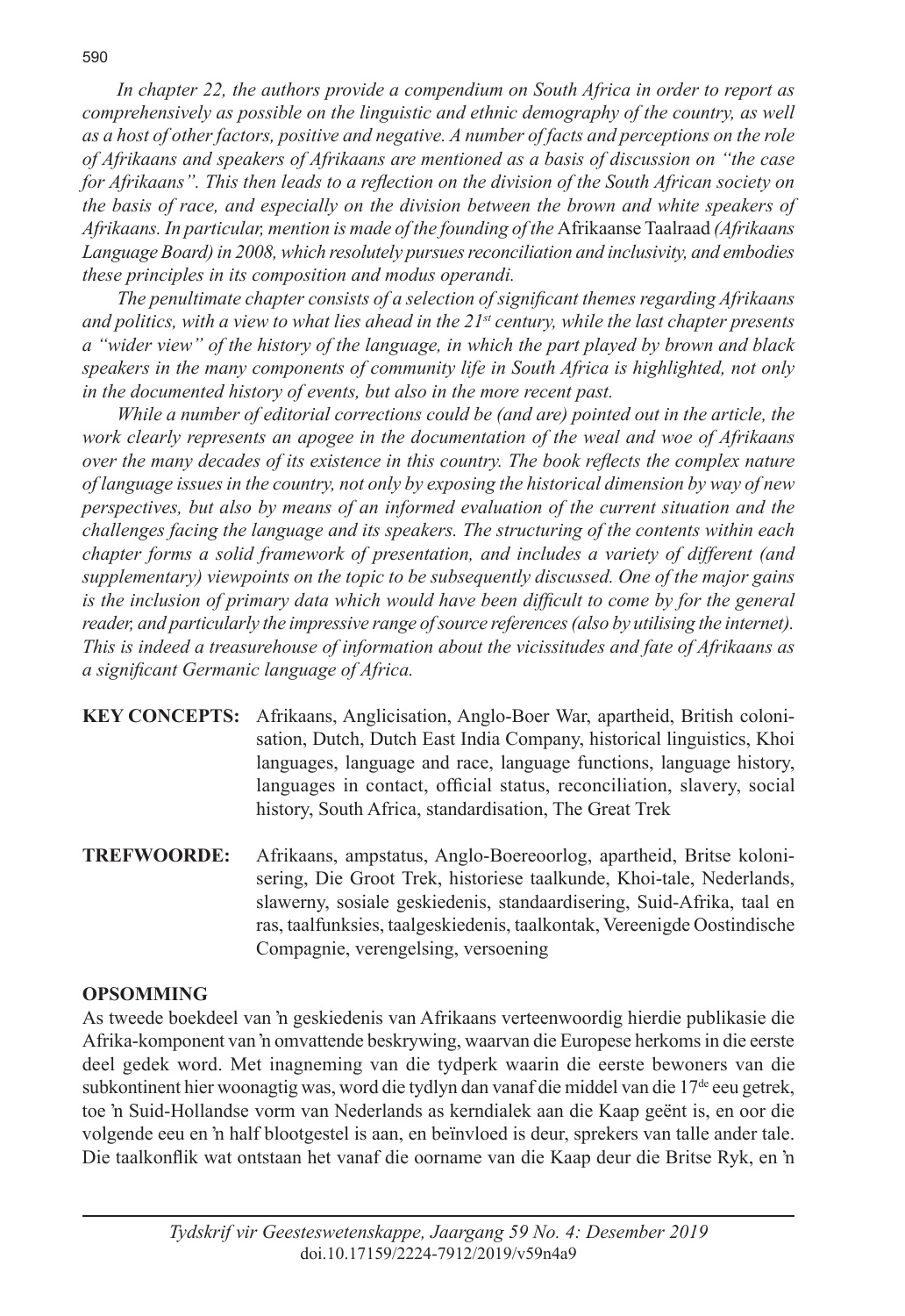*In chapter 22, the authors provide a compendium on South Africa in order to report as comprehensively as possible on the linguistic and ethnic demography of the country, as well as a host of other factors, positive and negative. A number of facts and perceptions on the role of Afrikaans and speakers of Afrikaans are mentioned as a basis of discussion on "the case for Afrikaans". This then leads to a reflection on the division of the South African society on the basis of race, and especially on the division between the brown and white speakers of Afrikaans. In particular, mention is made of the founding of the* Afrikaanse Taalraad *(Afrikaans Language Board) in 2008, which resolutely pursues reconciliation and inclusivity, and embodies these principles in its composition and modus operandi.*

*The penultimate chapter consists of a selection of significant themes regarding Afrikaans and politics, with a view to what lies ahead in the 21st century, while the last chapter presents a "wider view" of the history of the language, in which the part played by brown and black speakers in the many components of community life in South Africa is highlighted, not only in the documented history of events, but also in the more recent past.*

*While a number of editorial corrections could be (and are) pointed out in the article, the work clearly represents an apogee in the documentation of the weal and woe of Afrikaans over the many decades of its existence in this country. The book reflects the complex nature of language issues in the country, not only by exposing the historical dimension by way of new perspectives, but also by means of an informed evaluation of the current situation and the challenges facing the language and its speakers. The structuring of the contents within each chapter forms a solid framework of presentation, and includes a variety of different (and supplementary) viewpoints on the topic to be subsequently discussed. One of the major gains is the inclusion of primary data which would have been difficult to come by for the general reader, and particularly the impressive range of source references (also by utilising the internet). This is indeed a treasurehouse of information about the vicissitudes and fate of Afrikaans as a significant Germanic language of Africa.*

**KEY CONCEPTS:** Afrikaans, Anglicisation, Anglo-Boer War, apartheid, British colonisation, Dutch, Dutch East India Company, historical linguistics, Khoi languages, language and race, language functions, language history, languages in contact, official status, reconciliation, slavery, social history, South Africa, standardisation, The Great Trek

**TREFWOORDE:** Afrikaans, ampstatus, Anglo-Boereoorlog, apartheid, Britse kolonisering, Die Groot Trek, historiese taalkunde, Khoi-tale, Nederlands, slawerny, sosiale geskiedenis, standaardisering, Suid-Afrika, taal en ras, taalfunksies, taalgeskiedenis, taalkontak, Vereenigde Oostindische Compagnie, verengelsing, versoening

## OPSOMMING

As tweede boekdeel van ŉ geskiedenis van Afrikaans verteenwoordig hierdie publikasie die Afrika-komponent van ŉ omvattende beskrywing, waarvan die Europese herkoms in die eerste deel gedek word. Met inagneming van die tydperk waarin die eerste bewoners van die subkontinent hier woonagtig was, word die tydlyn dan vanaf die middel van die 17de eeu getrek, toe ŉ Suid-Hollandse vorm van Nederlands as kerndialek aan die Kaap geënt is, en oor die volgende eeu en ŉ half blootgestel is aan, en beïnvloed is deur, sprekers van talle ander tale. Die taalkonflik wat ontstaan het vanaf die oorname van die Kaap deur die Britse Ryk, en ŉ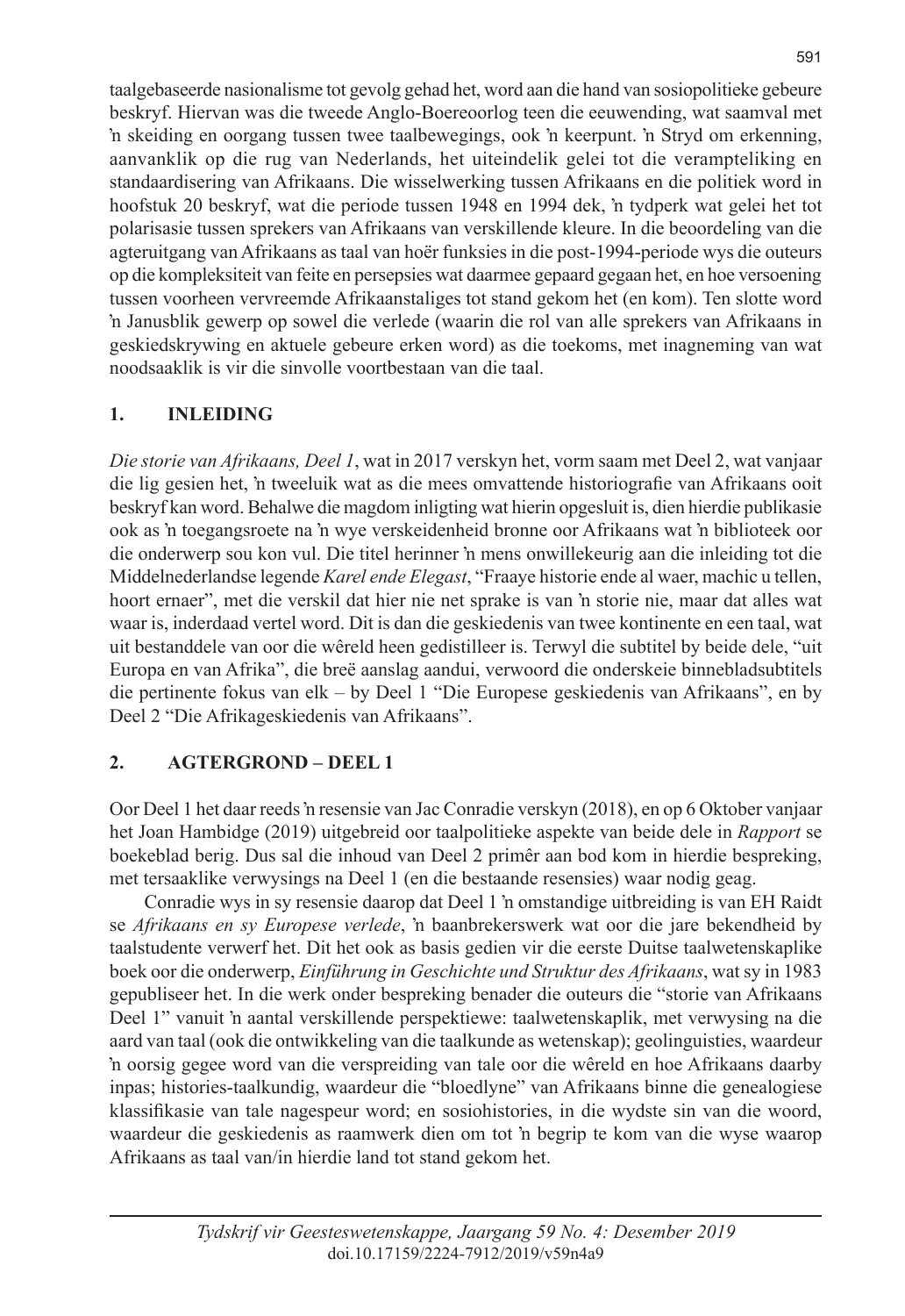taalgebaseerde nasionalisme tot gevolg gehad het, word aan die hand van sosiopolitieke gebeure beskryf. Hiervan was die tweede Anglo-Boereoorlog teen die eeuwending, wat saamval met 'n skeiding en oorgang tussen twee taalbewegings, ook 'n keerpunt. 'n Stryd om erkenning, aanvanklik op die rug van Nederlands, het uiteindelik gelei tot die verampteliking en standaardisering van Afrikaans. Die wisselwerking tussen Afrikaans en die politiek word in hoofstuk 20 beskryf, wat die periode tussen 1948 en 1994 dek, 'n tydperk wat gelei het tot polarisasie tussen sprekers van Afrikaans van verskillende kleure. In die beoordeling van die agteruitgang van Afrikaans as taal van hoër funksies in die post-1994-periode wys die outeurs op die kompleksiteit van feite en persepsies wat daarmee gepaard gegaan het, en hoe versoening tussen voorheen vervreemde Afrikaanstaliges tot stand gekom het (en kom). Ten slotte word 'n Janusblik gewerp op sowel die verlede (waarin die rol van alle sprekers van Afrikaans in geskiedskrywing en aktuele gebeure erken word) as die toekoms, met inagneming van wat noodsaaklik is vir die sinvolle voortbestaan van die taal.

## 1. INLEIDING

*Die storie van Afrikaans, Deel 1*, wat in 2017 verskyn het, vorm saam met Deel 2, wat vanjaar die lig gesien het, 'n tweeluik wat as die mees omvattende historiografie van Afrikaans ooit beskryf kan word. Behalwe die magdom inligting wat hierin opgesluit is, dien hierdie publikasie ook as 'n toegangsroete na 'n wye verskeidenheid bronne oor Afrikaans wat 'n biblioteek oor die onderwerp sou kon vul. Die titel herinner 'n mens onwillekeurig aan die inleiding tot die Middelnederlandse legende *Karel ende Elegast*, "Fraaye historie ende al waer, machic u tellen, hoort ernaer", met die verskil dat hier nie net sprake is van 'n storie nie, maar dat alles wat waar is, inderdaad vertel word. Dit is dan die geskiedenis van twee kontinente en een taal, wat uit bestanddele van oor die wêreld heen gedistilleer is. Terwyl die subtitel by beide dele, "uit Europa en van Afrika", die breë aanslag aandui, verwoord die onderskeie binnebladsubtitels die pertinente fokus van elk – by Deel 1 "Die Europese geskiedenis van Afrikaans", en by Deel 2 "Die Afrikageskiedenis van Afrikaans".

## 2. AGTERGROND – DEEL 1

Oor Deel 1 het daar reeds 'n resensie van Jac Conradie verskyn (2018), en op 6 Oktober vanjaar het Joan Hambidge (2019) uitgebreid oor taalpolitieke aspekte van beide dele in *Rapport* se boekeblad berig. Dus sal die inhoud van Deel 2 primêr aan bod kom in hierdie bespreking, met tersaaklike verwysings na Deel 1 (en die bestaande resensies) waar nodig geag.

Conradie wys in sy resensie daarop dat Deel 1 'n omstandige uitbreiding is van EH Raidt se *Afrikaans en sy Europese verlede*, 'n baanbrekerswerk wat oor die jare bekendheid by taalstudente verwerf het. Dit het ook as basis gedien vir die eerste Duitse taalwetenskaplike boek oor die onderwerp, *Einführung in Geschichte und Struktur des Afrikaans*, wat sy in 1983 gepubliseer het. In die werk onder bespreking benader die outeurs die "storie van Afrikaans Deel 1" vanuit 'n aantal verskillende perspektiewe: taalwetenskaplik, met verwysing na die aard van taal (ook die ontwikkeling van die taalkunde as wetenskap); geolinguisties, waardeur 'n oorsig gegee word van die verspreiding van tale oor die wêreld en hoe Afrikaans daarby inpas; histories-taalkundig, waardeur die "bloedlyne" van Afrikaans binne die genealogiese klassifikasie van tale nagespeur word; en sosiohistories, in die wydste sin van die woord, waardeur die geskiedenis as raamwerk dien om tot 'n begrip te kom van die wyse waarop Afrikaans as taal van/in hierdie land tot stand gekom het.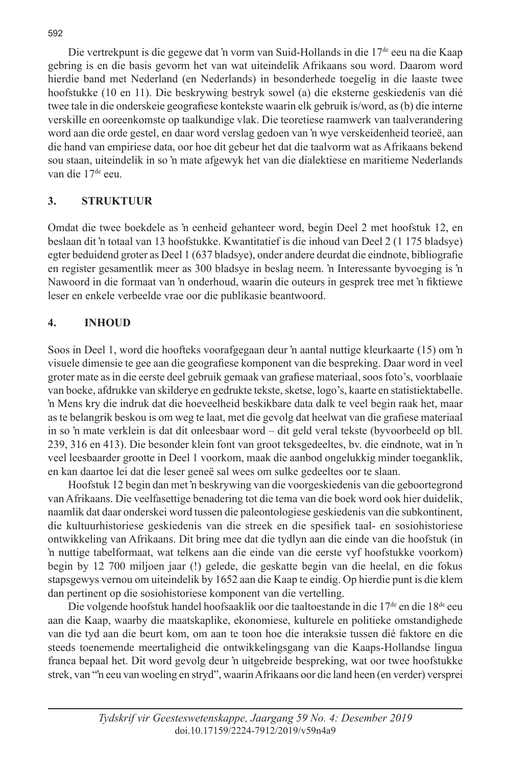Die vertrekpunt is die gegewe dat ŉ vorm van Suid-Hollands in die 17[de] eeu na die Kaap gebring is en die basis gevorm het van wat uiteindelik Afrikaans sou word. Daarom word hierdie band met Nederland (en Nederlands) in besonderhede toegelig in die laaste twee hoofstukke (10 en 11). Die beskrywing bestryk sowel (a) die eksterne geskiedenis van dié twee tale in die onderskeie geografiese kontekste waarin elk gebruik is/word, as (b) die interne verskille en ooreenkomste op taalkundige vlak. Die teoretiese raamwerk van taalverandering word aan die orde gestel, en daar word verslag gedoen van ŉ wye verskeidenheid teorieë, aan die hand van empiriese data, oor hoe dit gebeur het dat die taalvorm wat as Afrikaans bekend sou staan, uiteindelik in so ŉ mate afgewyk het van die dialektiese en maritieme Nederlands van die 17[de] eeu.

## 3. STRUKTUUR

Omdat die twee boekdele as ŉ eenheid gehanteer word, begin Deel 2 met hoofstuk 12, en beslaan dit ŉ totaal van 13 hoofstukke. Kwantitatief is die inhoud van Deel 2 (1 175 bladsye) egter beduidend groter as Deel 1 (637 bladsye), onder andere deurdat die eindnote, bibliografie en register gesamentlik meer as 300 bladsye in beslag neem. ŉ Interessante byvoeging is ŉ Nawoord in die formaat van ŉ onderhoud, waarin die outeurs in gesprek tree met ŉ fiktiewe leser en enkele verbeelde vrae oor die publikasie beantwoord.

## 4. INHOUD

Soos in Deel 1, word die hoofteks voorafgegaan deur ŉ aantal nuttige kleurkaarte (15) om ŉ visuele dimensie te gee aan die geografiese komponent van die bespreking. Daar word in veel groter mate as in die eerste deel gebruik gemaak van grafiese materiaal, soos foto's, voorblaaie van boeke, afdrukke van skilderye en gedrukte tekste, sketse, logo's, kaarte en statistiektabelle. ŉ Mens kry die indruk dat die hoeveelheid beskikbare data dalk te veel begin raak het, maar as te belangrik beskou is om weg te laat, met die gevolg dat heelwat van die grafiese materiaal in so ŉ mate verklein is dat dit onleesbaar word – dit geld veral tekste (byvoorbeeld op bll. 239, 316 en 413). Die besonder klein font van groot teksgedeeltes, bv. die eindnote, wat in ŉ veel leesbaarder grootte in Deel 1 voorkom, maak die aanbod ongelukkig minder toeganklik, en kan daartoe lei dat die leser geneë sal wees om sulke gedeeltes oor te slaan.

Hoofstuk 12 begin dan met ŉ beskrywing van die voorgeskiedenis van die geboortegrond van Afrikaans. Die veelfasettige benadering tot die tema van die boek word ook hier duidelik, naamlik dat daar onderskei word tussen die paleontologiese geskiedenis van die subkontinent, die kultuurhistoriese geskiedenis van die streek en die spesifiek taal- en sosiohistoriese ontwikkeling van Afrikaans. Dit bring mee dat die tydlyn aan die einde van die hoofstuk (in ŉ nuttige tabelformaat, wat telkens aan die einde van die eerste vyf hoofstukke voorkom) begin by 12 700 miljoen jaar (!) gelede, die geskatte begin van die heelal, en die fokus stapsgewys vernou om uiteindelik by 1652 aan die Kaap te eindig. Op hierdie punt is die klem dan pertinent op die sosiohistoriese komponent van die vertelling.

Die volgende hoofstuk handel hoofsaaklik oor die taaltoestande in die 17[de] en die 18[de] eeu aan die Kaap, waarby die maatskaplike, ekonomiese, kulturele en politieke omstandighede van die tyd aan die beurt kom, om aan te toon hoe die interaksie tussen dié faktore en die steeds toenemende meertaligheid die ontwikkelingsgang van die Kaaps-Hollandse lingua franca bepaal het. Dit word gevolg deur ŉ uitgebreide bespreking, wat oor twee hoofstukke strek, van "ŉ eeu van woeling en stryd", waarin Afrikaans oor die land heen (en verder) versprei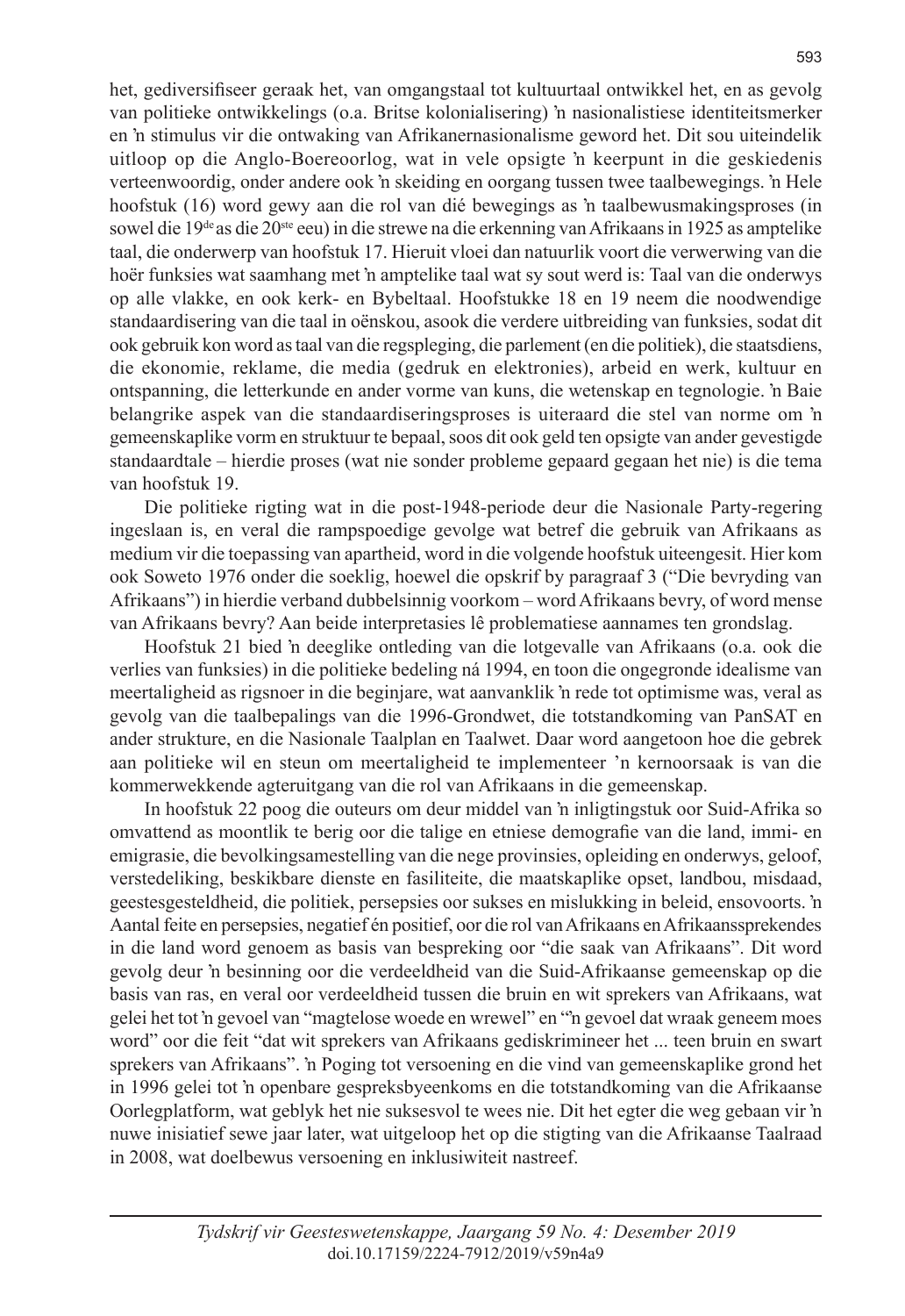het, gediversifiseer geraak het, van omgangstaal tot kultuurtaal ontwikkel het, en as gevolg van politieke ontwikkelings (o.a. Britse kolonialisering) ŉ nasionalistiese identiteitsmerker en ŉ stimulus vir die ontwaking van Afrikanernasionalisme geword het. Dit sou uiteindelik uitloop op die Anglo-Boereoorlog, wat in vele opsigte ŉ keerpunt in die geskiedenis verteenwoordig, onder andere ook ŉ skeiding en oorgang tussen twee taalbewegings. ŉ Hele hoofstuk (16) word gewy aan die rol van dié bewegings as ŉ taalbewusmakingsproses (in sowel die 19de as die 20ste eeu) in die strewe na die erkenning van Afrikaans in 1925 as amptelike taal, die onderwerp van hoofstuk 17. Hieruit vloei dan natuurlik voort die verwerwing van die hoër funksies wat saamhang met ŉ amptelike taal wat sy sout werd is: Taal van die onderwys op alle vlakke, en ook kerk- en Bybeltaal. Hoofstukke 18 en 19 neem die noodwendige standaardisering van die taal in oënskou, asook die verdere uitbreiding van funksies, sodat dit ook gebruik kon word as taal van die regspleging, die parlement (en die politiek), die staatsdiens, die ekonomie, reklame, die media (gedruk en elektronies), arbeid en werk, kultuur en ontspanning, die letterkunde en ander vorme van kuns, die wetenskap en tegnologie. ŉ Baie belangrike aspek van die standaardiseringsproses is uiteraard die stel van norme om ŉ gemeenskaplike vorm en struktuur te bepaal, soos dit ook geld ten opsigte van ander gevestigde standaardtale – hierdie proses (wat nie sonder probleme gepaard gegaan het nie) is die tema van hoofstuk 19.

Die politieke rigting wat in die post-1948-periode deur die Nasionale Party-regering ingeslaan is, en veral die rampspoedige gevolge wat betref die gebruik van Afrikaans as medium vir die toepassing van apartheid, word in die volgende hoofstuk uiteengesit. Hier kom ook Soweto 1976 onder die soeklig, hoewel die opskrif by paragraaf 3 ("Die bevryding van Afrikaans") in hierdie verband dubbelsinnig voorkom – word Afrikaans bevry, of word mense van Afrikaans bevry? Aan beide interpretasies lê problematiese aannames ten grondslag.

Hoofstuk 21 bied ŉ deeglike ontleding van die lotgevalle van Afrikaans (o.a. ook die verlies van funksies) in die politieke bedeling ná 1994, en toon die ongegronde idealisme van meertaligheid as rigsnoer in die beginjare, wat aanvanklik ŉ rede tot optimisme was, veral as gevolg van die taalbepalings van die 1996-Grondwet, die totstandkoming van PanSAT en ander strukture, en die Nasionale Taalplan en Taalwet. Daar word aangetoon hoe die gebrek aan politieke wil en steun om meertaligheid te implementeer 'n kernoorsaak is van die kommerwekkende agteruitgang van die rol van Afrikaans in die gemeenskap.

In hoofstuk 22 poog die outeurs om deur middel van ŉ inligtingstuk oor Suid-Afrika so omvattend as moontlik te berig oor die talige en etniese demografie van die land, immi- en emigrasie, die bevolkingsamestelling van die nege provinsies, opleiding en onderwys, geloof, verstedeliking, beskikbare dienste en fasiliteite, die maatskaplike opset, landbou, misdaad, geestesgesteldheid, die politiek, persepsies oor sukses en mislukking in beleid, ensovoorts. ŉ Aantal feite en persepsies, negatief én positief, oor die rol van Afrikaans en Afrikaanssprekendes in die land word genoem as basis van bespreking oor "die saak van Afrikaans". Dit word gevolg deur ŉ besinning oor die verdeeldheid van die Suid-Afrikaanse gemeenskap op die basis van ras, en veral oor verdeeldheid tussen die bruin en wit sprekers van Afrikaans, wat gelei het tot ŉ gevoel van "magtelose woede en wrewel" en "ŉ gevoel dat wraak geneem moes word" oor die feit "dat wit sprekers van Afrikaans gediskrimineer het ... teen bruin en swart sprekers van Afrikaans". ŉ Poging tot versoening en die vind van gemeenskaplike grond het in 1996 gelei tot ŉ openbare gespreksbyeenkoms en die totstandkoming van die Afrikaanse Oorlegplatform, wat geblyk het nie suksesvol te wees nie. Dit het egter die weg gebaan vir ŉ nuwe inisiatief sewe jaar later, wat uitgeloop het op die stigting van die Afrikaanse Taalraad in 2008, wat doelbewus versoening en inklusiwiteit nastreef.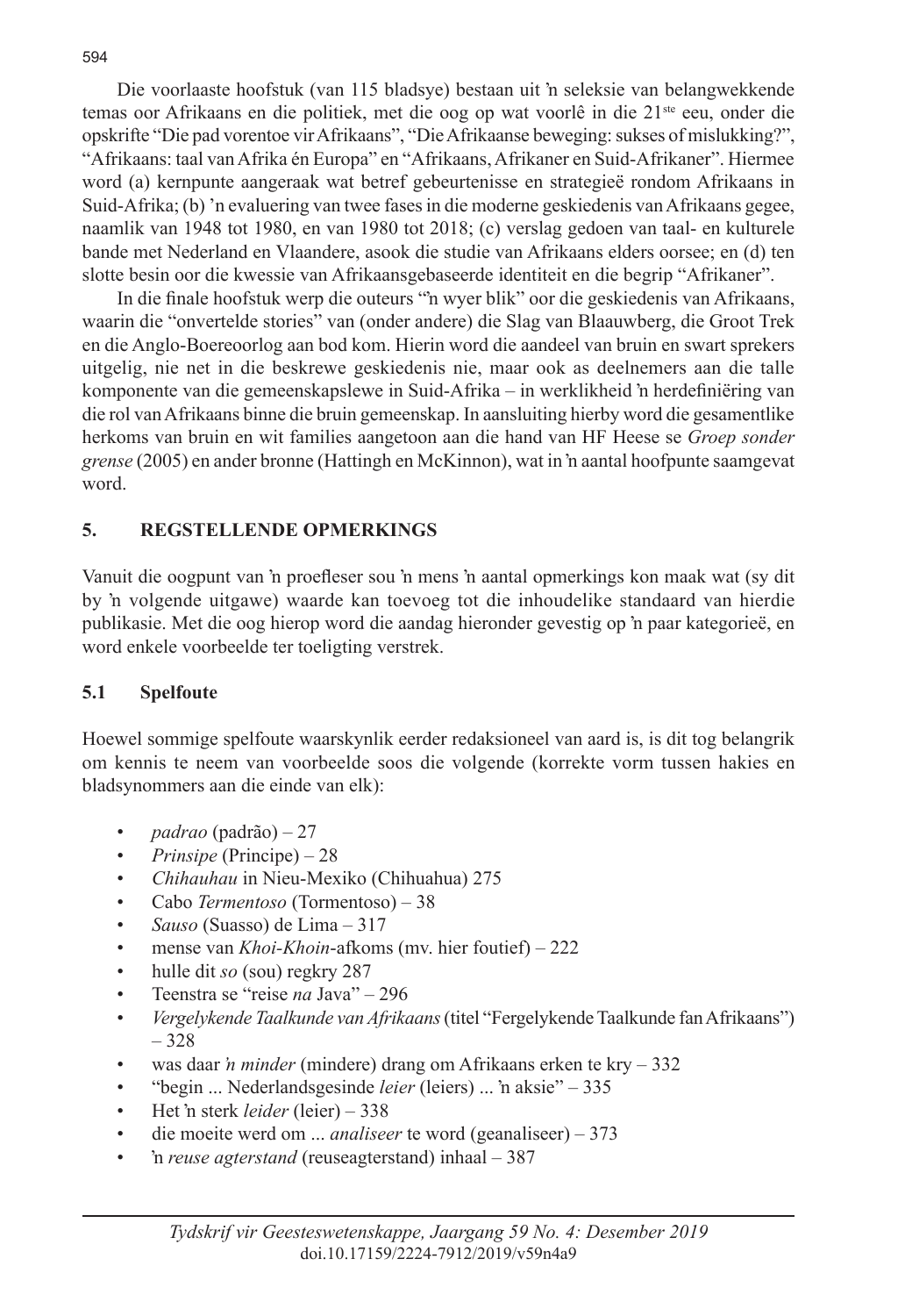Die voorlaaste hoofstuk (van 115 bladsye) bestaan uit ŉ seleksie van belangwekkende temas oor Afrikaans en die politiek, met die oog op wat voorlê in die 21[ste] eeu, onder die opskrifte "Die pad vorentoe vir Afrikaans", "Die Afrikaanse beweging: sukses of mislukking?", "Afrikaans: taal van Afrika én Europa" en "Afrikaans, Afrikaner en Suid-Afrikaner". Hiermee word (a) kernpunte aangeraak wat betref gebeurtenisse en strategieë rondom Afrikaans in Suid-Afrika; (b) 'n evaluering van twee fases in die moderne geskiedenis van Afrikaans gegee, naamlik van 1948 tot 1980, en van 1980 tot 2018; (c) verslag gedoen van taal- en kulturele bande met Nederland en Vlaandere, asook die studie van Afrikaans elders oorsee; en (d) ten slotte besin oor die kwessie van Afrikaansgebaseerde identiteit en die begrip "Afrikaner".

In die finale hoofstuk werp die outeurs "'n wyer blik" oor die geskiedenis van Afrikaans, waarin die "onvertelde stories" van (onder andere) die Slag van Blaauwberg, die Groot Trek en die Anglo-Boereoorlog aan bod kom. Hierin word die aandeel van bruin en swart sprekers uitgelig, nie net in die beskrewe geskiedenis nie, maar ook as deelnemers aan die talle komponente van die gemeenskapslewe in Suid-Afrika – in werklikheid 'n herdefiniëring van die rol van Afrikaans binne die bruin gemeenskap. In aansluiting hierby word die gesamentlike herkoms van bruin en wit families aangetoon aan die hand van HF Heese se *Groep sonder grense* (2005) en ander bronne (Hattingh en McKinnon), wat in 'n aantal hoofpunte saamgevat word.

## 5. REGSTELLENDE OPMERKINGS

Vanuit die oogpunt van 'n proefleser sou 'n mens 'n aantal opmerkings kon maak wat (sy dit by 'n volgende uitgawe) waarde kan toevoeg tot die inhoudelike standaard van hierdie publikasie. Met die oog hierop word die aandag hieronder gevestig op 'n paar kategorieë, en word enkele voorbeelde ter toeligting verstrek.

### 5.1 Spelfoute

Hoewel sommige spelfoute waarskynlik eerder redaksioneel van aard is, is dit tog belangrik om kennis te neem van voorbeelde soos die volgende (korrekte vorm tussen hakies en bladsynommers aan die einde van elk):

- *padrao* (padrão) – 27
- *Prinsipe* (Principe) – 28
- *Chihauhau* in Nieu-Mexiko (Chihuahua) 275
- Cabo *Termentoso* (Tormentoso) – 38
- *Sauso* (Suasso) de Lima – 317
- mense van *Khoi-Khoin*-afkoms (mv. hier foutief) – 222
- hulle dit *so* (sou) regkry 287
- Teenstra se "reise *na* Java" – 296
- *Vergelykende Taalkunde van Afrikaans* (titel "Fergelykende Taalkunde fan Afrikaans") – 328
- was daar *'n minder* (mindere) drang om Afrikaans erken te kry – 332
- "begin ... Nederlandsgesinde *leier* (leiers) ... 'n aksie" – 335
- Het 'n sterk *leider* (leier) – 338
- die moeite werd om ... *analiseer* te word (geanaliseer) – 373
- 'n *reuse agterstand* (reuseagterstand) inhaal – 387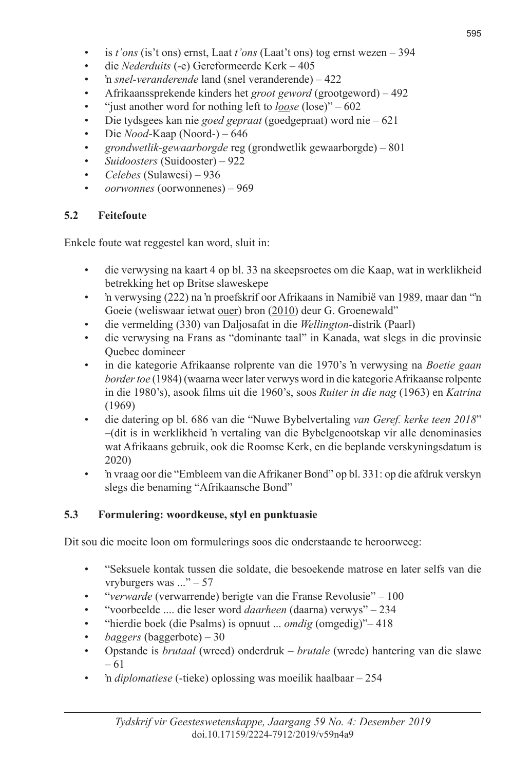- is *t'ons* (is't ons) ernst, Laat *t'ons* (Laat't ons) tog ernst wezen – 394
- die *Nederduits* (-e) Gereformeerde Kerk – 405
- 'n *snel-veranderende* land (snel veranderende) – 422
- Afrikaanssprekende kinders het *groot geword* (grootgeword) – 492
- "just another word for nothing left to *l<u>oo</u>se* (lose)" – 602
- Die tydsgees kan nie *goed gepraat* (goedgepraat) word nie – 621
- Die *Nood*-Kaap (Noord-) – 646
- *grondwetlik-gewaarborgde* reg (grondwetlik gewaarborgde) – 801
- *Suidoosters* (Suidooster) – 922
- *Celebes* (Sulawesi) – 936
- *oorwonnes* (oorwonnenes) – 969

### 5.2 Feitefoute

Enkele foute wat reggestel kan word, sluit in:

- die verwysing na kaart 4 op bl. 33 na skeepsroetes om die Kaap, wat in werklikheid betrekking het op Britse slaweskepe
- 'n verwysing (222) na 'n proefskrif oor Afrikaans in Namibië van <u>1989</u>, maar dan "'n Goeie (weliswaar ietwat <u>ouer</u>) bron (<u>2010</u>) deur G. Groenewald"
- die vermelding (330) van Daljosafat in die *Wellington*-distrik (Paarl)
- die verwysing na Frans as "dominante taal" in Kanada, wat slegs in die provinsie Quebec domineer
- in die kategorie Afrikaanse rolprente van die 1970's 'n verwysing na *Boetie gaan border toe* (1984) (waarna weer later verwys word in die kategorie Afrikaanse rolpente in die 1980's), asook films uit die 1960's, soos *Ruiter in die nag* (1963) en *Katrina* (1969)
- die datering op bl. 686 van die "Nuwe Bybelvertaling *van Geref. kerke teen 2018*" –(dit is in werklikheid 'n vertaling van die Bybelgenootskap vir alle denominasies wat Afrikaans gebruik, ook die Roomse Kerk, en die beplande verskyningsdatum is 2020)
- 'n vraag oor die "Embleem van die Afrikaner Bond" op bl. 331: op die afdruk verskyn slegs die benaming "Afrikaansche Bond"

### 5.3 Formulering: woordkeuse, styl en punktuasie

Dit sou die moeite loon om formulerings soos die onderstaande te heroorweeg:

- "Seksuele kontak tussen die soldate, die besoekende matrose en later selfs van die vryburgers was ..." – 57
- "*verwarde* (verwarrende) berigte van die Franse Revolusie" – 100
- "voorbeelde .... die leser word *daarheen* (daarna) verwys" – 234
- "hierdie boek (die Psalms) is opnuut ... *omdig* (omgedig)"– 418
- *baggers* (baggerbote) – 30
- Opstande is *brutaal* (wreed) onderdruk – *brutale* (wrede) hantering van die slawe – 61
- 'n *diplomatiese* (-tieke) oplossing was moeilik haalbaar – 254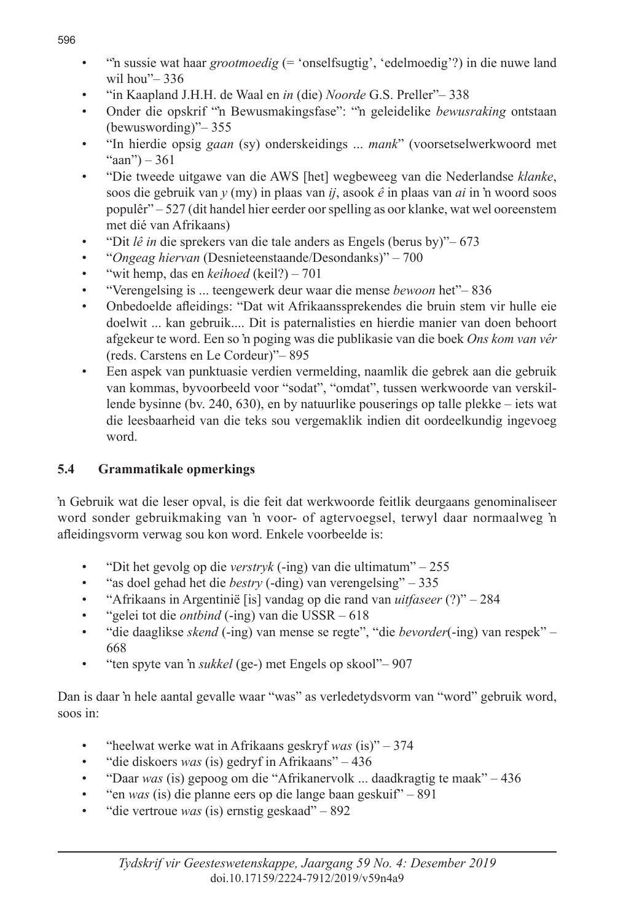- "'n sussie wat haar *grootmoedig* (= 'onselfsugtig', 'edelmoedig'?) in die nuwe land wil hou"– 336
- "in Kaapland J.H.H. de Waal en *in* (die) *Noorde* G.S. Preller"– 338
- Onder die opskrif "'n Bewusmakingsfase": "'n geleidelike *bewusraking* ontstaan (bewuswording)"– 355
- "In hierdie opsig *gaan* (sy) onderskeidings ... *mank*" (voorsetselwerkwoord met "aan") – 361
- "Die tweede uitgawe van die AWS [het] wegbeweeg van die Nederlandse *klanke*, soos die gebruik van *y* (my) in plaas van *ij*, asook *ê* in plaas van *ai* in 'n woord soos populêr" – 527 (dit handel hier eerder oor spelling as oor klanke, wat wel ooreenstem met dié van Afrikaans)
- "Dit *lê in* die sprekers van die tale anders as Engels (berus by)"– 673
- "*Ongeag hiervan* (Desnieteenstaande/Desondanks)" – 700
- "wit hemp, das en *keihoed* (keil?) – 701
- "Verengelsing is ... teengewerk deur waar die mense *bewoon* het"– 836
- Onbedoelde afleidings: "Dat wit Afrikaanssprekendes die bruin stem vir hulle eie doelwit ... kan gebruik.... Dit is paternalisties en hierdie manier van doen behoort afgekeur te word. Een so 'n poging was die publikasie van die boek *Ons kom van vêr* (reds. Carstens en Le Cordeur)"– 895
- Een aspek van punktuasie verdien vermelding, naamlik die gebrek aan die gebruik van kommas, byvoorbeeld voor "sodat", "omdat", tussen werkwoorde van verskillende bysinne (bv. 240, 630), en by natuurlike pouserings op talle plekke – iets wat die leesbaarheid van die teks sou vergemaklik indien dit oordeelkundig ingevoeg word.

## 5.4 Grammatikale opmerkings

'n Gebruik wat die leser opval, is die feit dat werkwoorde feitlik deurgaans genominaliseer word sonder gebruikmaking van 'n voor- of agtervoegsel, terwyl daar normaalweg 'n afleidingsvorm verwag sou kon word. Enkele voorbeelde is:

- "Dit het gevolg op die *verstryk* (-ing) van die ultimatum" – 255
- "as doel gehad het die *bestry* (-ding) van verengelsing" – 335
- "Afrikaans in Argentinië [is] vandag op die rand van *uitfaseer* (?)" – 284
- "gelei tot die *ontbind* (-ing) van die USSR – 618
- "die daaglikse *skend* (-ing) van mense se regte", "die *bevorder*(-ing) van respek" – 668
- "ten spyte van 'n *sukkel* (ge-) met Engels op skool"– 907

Dan is daar 'n hele aantal gevalle waar "was" as verledetydsvorm van "word" gebruik word, soos in:

- "heelwat werke wat in Afrikaans geskryf *was* (is)" – 374
- "die diskoers *was* (is) gedryf in Afrikaans" – 436
- "Daar *was* (is) gepoog om die "Afrikanervolk ... daadkragtig te maak" – 436
- "en *was* (is) die planne eers op die lange baan geskuif" – 891
- "die vertroue *was* (is) ernstig geskaad" – 892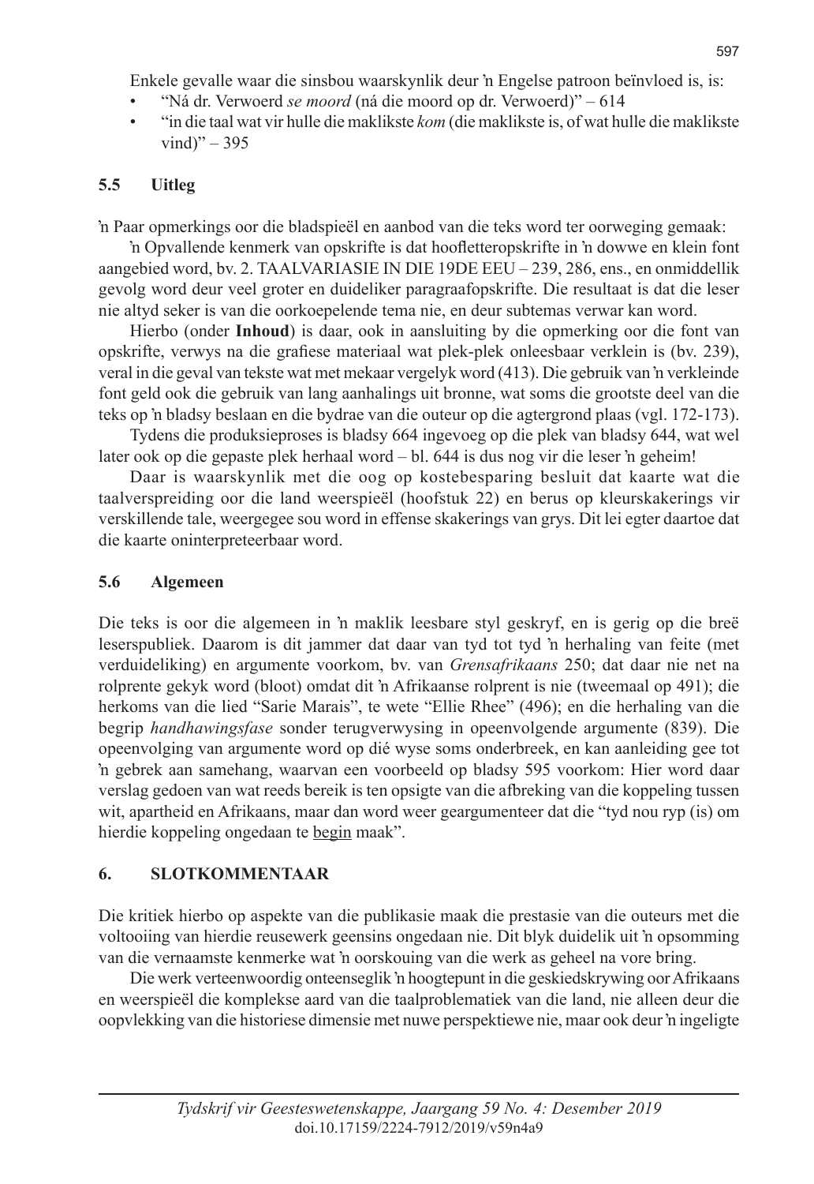Enkele gevalle waar die sinsbou waarskynlik deur ŉ Engelse patroon beïnvloed is, is:

- "Ná dr. Verwoerd *se moord* (ná die moord op dr. Verwoerd)" – 614
- "in die taal wat vir hulle die maklikste *kom* (die maklikste is, of wat hulle die maklikste vind)" – 395

### 5.5 Uitleg

ŉ Paar opmerkings oor die bladspieël en aanbod van die teks word ter oorweging gemaak:

ŉ Opvallende kenmerk van opskrifte is dat hoofletteropskrifte in ŉ dowwe en klein font aangebied word, bv. 2. TAALVARIASIE IN DIE 19DE EEU – 239, 286, ens., en onmiddellik gevolg word deur veel groter en duideliker paragraafopskrifte. Die resultaat is dat die leser nie altyd seker is van die oorkoepelende tema nie, en deur subtemas verwar kan word.

Hierbo (onder **Inhoud**) is daar, ook in aansluiting by die opmerking oor die font van opskrifte, verwys na die grafiese materiaal wat plek-plek onleesbaar verklein is (bv. 239), veral in die geval van tekste wat met mekaar vergelyk word (413). Die gebruik van ŉ verkleinde font geld ook die gebruik van lang aanhalings uit bronne, wat soms die grootste deel van die teks op ŉ bladsy beslaan en die bydrae van die outeur op die agtergrond plaas (vgl. 172-173).

Tydens die produksieproses is bladsy 664 ingevoeg op die plek van bladsy 644, wat wel later ook op die gepaste plek herhaal word – bl. 644 is dus nog vir die leser ŉ geheim!

Daar is waarskynlik met die oog op kostebesparing besluit dat kaarte wat die taalverspreiding oor die land weerspieël (hoofstuk 22) en berus op kleurskakerings vir verskillende tale, weergegee sou word in effense skakerings van grys. Dit lei egter daartoe dat die kaarte oninterpreteerbaar word.

### 5.6 Algemeen

Die teks is oor die algemeen in ŉ maklik leesbare styl geskryf, en is gerig op die breë leserspubliek. Daarom is dit jammer dat daar van tyd tot tyd ŉ herhaling van feite (met verduideliking) en argumente voorkom, bv. van *Grensafrikaans* 250; dat daar nie net na rolprente gekyk word (bloot) omdat dit ŉ Afrikaanse rolprent is nie (tweemaal op 491); die herkoms van die lied "Sarie Marais", te wete "Ellie Rhee" (496); en die herhaling van die begrip *handhawingsfase* sonder terugverwysing in opeenvolgende argumente (839). Die opeenvolging van argumente word op dié wyse soms onderbreek, en kan aanleiding gee tot ŉ gebrek aan samehang, waarvan een voorbeeld op bladsy 595 voorkom: Hier word daar verslag gedoen van wat reeds bereik is ten opsigte van die afbreking van die koppeling tussen wit, apartheid en Afrikaans, maar dan word weer geargumenteer dat die "tyd nou ryp (is) om hierdie koppeling ongedaan te <u>begin</u> maak".

## 6. SLOTKOMMENTAAR

Die kritiek hierbo op aspekte van die publikasie maak die prestasie van die outeurs met die voltooiing van hierdie reusewerk geensins ongedaan nie. Dit blyk duidelik uit ŉ opsomming van die vernaamste kenmerke wat ŉ oorskouing van die werk as geheel na vore bring.

Die werk verteenwoordig onteenseglik ŉ hoogtepunt in die geskiedskrywing oor Afrikaans en weerspieël die komplekse aard van die taalproblematiek van die land, nie alleen deur die oopvlekking van die historiese dimensie met nuwe perspektiewe nie, maar ook deur ŉ ingeligte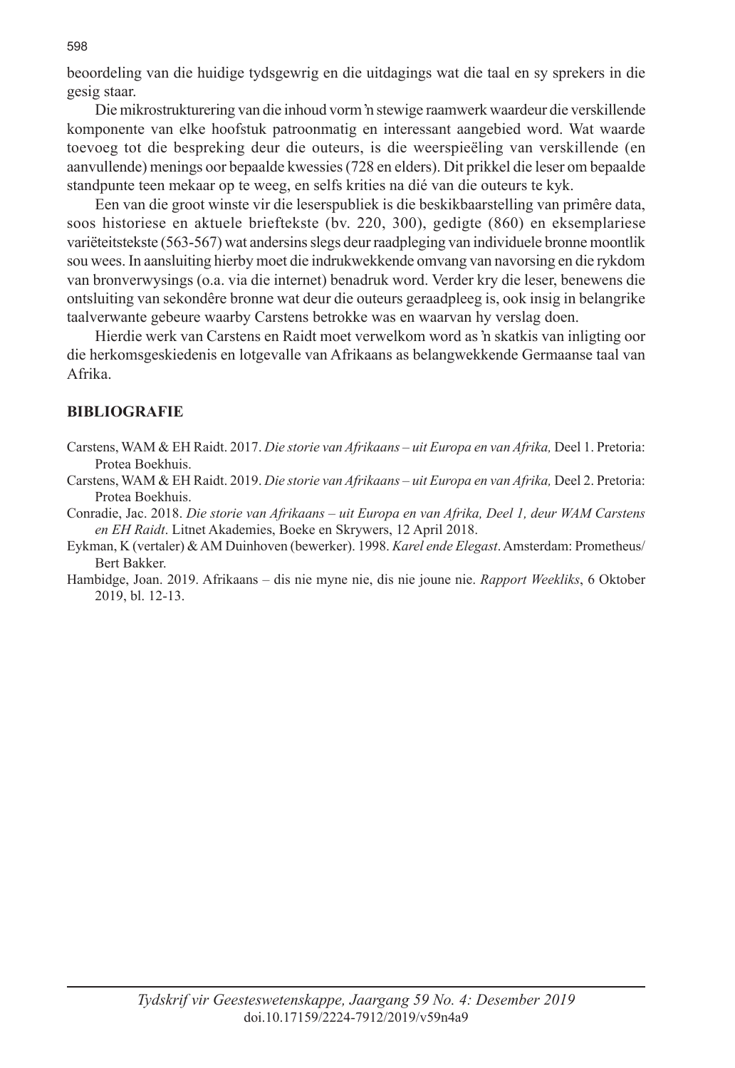beoordeling van die huidige tydsgewrig en die uitdagings wat die taal en sy sprekers in die gesig staar.

Die mikrostrukturering van die inhoud vorm 'n stewige raamwerk waardeur die verskillende komponente van elke hoofstuk patroonmatig en interessant aangebied word. Wat waarde toevoeg tot die bespreking deur die outeurs, is die weerspieëling van verskillende (en aanvullende) menings oor bepaalde kwessies (728 en elders). Dit prikkel die leser om bepaalde standpunte teen mekaar op te weeg, en selfs krities na dié van die outeurs te kyk.

Een van die groot winste vir die leserspubliek is die beskikbaarstelling van primêre data, soos historiese en aktuele brieftekste (bv. 220, 300), gedigte (860) en eksemplariese variëteitstekste (563-567) wat andersins slegs deur raadpleging van individuele bronne moontlik sou wees. In aansluiting hierby moet die indrukwekkende omvang van navorsing en die rykdom van bronverwysings (o.a. via die internet) benadruk word. Verder kry die leser, benewens die ontsluiting van sekondêre bronne wat deur die outeurs geraadpleeg is, ook insig in belangrike taalverwante gebeure waarby Carstens betrokke was en waarvan hy verslag doen.

Hierdie werk van Carstens en Raidt moet verwelkom word as 'n skatkis van inligting oor die herkomsgeskiedenis en lotgevalle van Afrikaans as belangwekkende Germaanse taal van Afrika.

## BIBLIOGRAFIE

Carstens, WAM & EH Raidt. 2017. *Die storie van Afrikaans – uit Europa en van Afrika,* Deel 1. Pretoria: Protea Boekhuis.

Carstens, WAM & EH Raidt. 2019. *Die storie van Afrikaans – uit Europa en van Afrika,* Deel 2. Pretoria: Protea Boekhuis.

Conradie, Jac. 2018. *Die storie van Afrikaans – uit Europa en van Afrika, Deel 1, deur WAM Carstens en EH Raidt*. Litnet Akademies, Boeke en Skrywers, 12 April 2018.

Eykman, K (vertaler) & AM Duinhoven (bewerker). 1998. *Karel ende Elegast*. Amsterdam: Prometheus/Bert Bakker.

Hambidge, Joan. 2019. Afrikaans – dis nie myne nie, dis nie joune nie. *Rapport Weekliks*, 6 Oktober 2019, bl. 12-13.